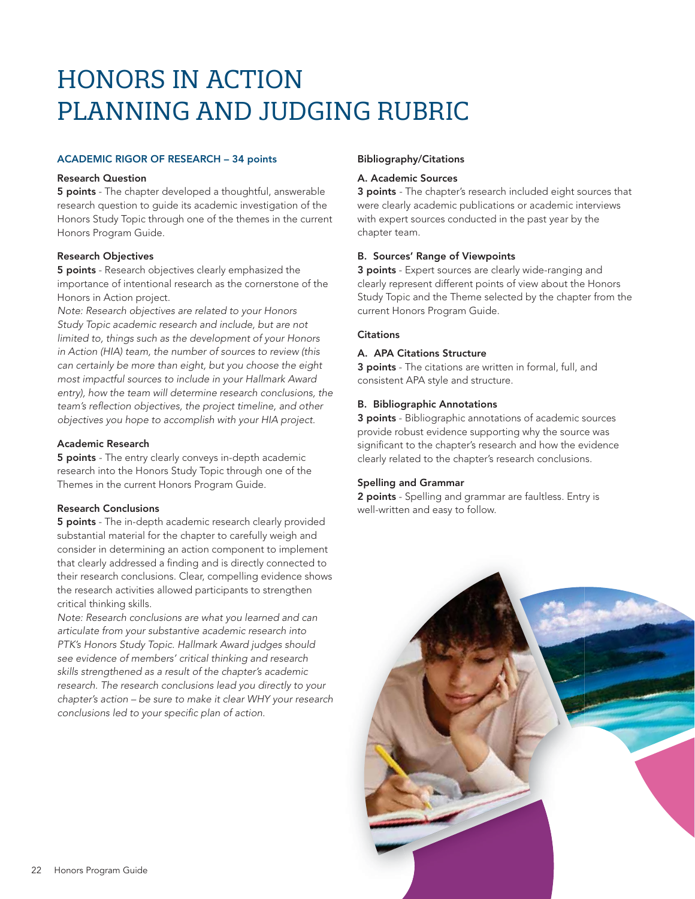# HONORS IN ACTION PLANNING AND JUDGING RUBRIC

## ACADEMIC RIGOR OF RESEARCH – 34 points

### Research Question

**5 points** - The chapter developed a thoughtful, answerable research question to guide its academic investigation of the Honors Study Topic through one of the themes in the current Honors Program Guide.

### Research Objectives

**5 points** - Research objectives clearly emphasized the importance of intentional research as the cornerstone of the Honors in Action project.

*Note: Research objectives are related to your Honors Study Topic academic research and include, but are not limited to, things such as the development of your Honors in Action (HIA) team, the number of sources to review (this can certainly be more than eight, but you choose the eight most impactful sources to include in your Hallmark Award entry), how the team will determine research conclusions, the team's reflection objectives, the project timeline, and other objectives you hope to accomplish with your HIA project.*

### Academic Research

**5 points** - The entry clearly conveys in-depth academic research into the Honors Study Topic through one of the Themes in the current Honors Program Guide.

### Research Conclusions

**5 points** - The in-depth academic research clearly provided substantial material for the chapter to carefully weigh and consider in determining an action component to implement that clearly addressed a finding and is directly connected to their research conclusions. Clear, compelling evidence shows the research activities allowed participants to strengthen critical thinking skills.

*Note: Research conclusions are what you learned and can articulate from your substantive academic research into PTK's Honors Study Topic. Hallmark Award judges should see evidence of members' critical thinking and research skills strengthened as a result of the chapter's academic research. The research conclusions lead you directly to your chapter's action – be sure to make it clear WHY your research conclusions led to your specific plan of action.*

### Bibliography/Citations

#### A. Academic Sources

**3 points** - The chapter's research included eight sources that were clearly academic publications or academic interviews with expert sources conducted in the past year by the chapter team.

#### B. Sources' Range of Viewpoints

**3 points** - Expert sources are clearly wide-ranging and clearly represent different points of view about the Honors Study Topic and the Theme selected by the chapter from the current Honors Program Guide.

### Citations

#### A. APA Citations Structure

**3 points** - The citations are written in formal, full, and consistent APA style and structure.

#### B. Bibliographic Annotations

**3 points** - Bibliographic annotations of academic sources provide robust evidence supporting why the source was significant to the chapter's research and how the evidence clearly related to the chapter's research conclusions.

### Spelling and Grammar

**2 points** - Spelling and grammar are faultless. Entry is well-written and easy to follow.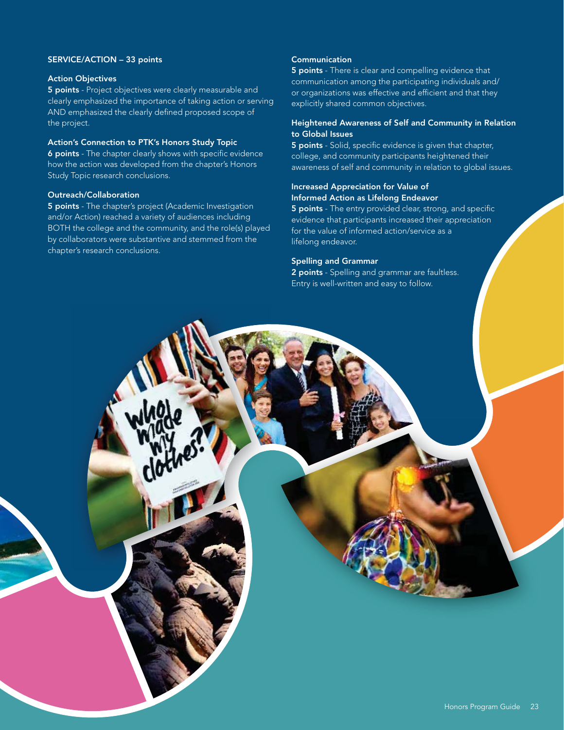## SERVICE/ACTION – 33 points

### Action Objectives

**5 points** - Project objectives were clearly measurable and clearly emphasized the importance of taking action or serving AND emphasized the clearly defined proposed scope of the project.

### Action's Connection to PTK's Honors Study Topic

**6 points** - The chapter clearly shows with specific evidence how the action was developed from the chapter's Honors Study Topic research conclusions.

### Outreach/Collaboration

**5 points** - The chapter's project (Academic Investigation and/or Action) reached a variety of audiences including BOTH the college and the community, and the role(s) played by collaborators were substantive and stemmed from the chapter's research conclusions.

### Communication

**5 points** - There is clear and compelling evidence that communication among the participating individuals and/or organizations was effective and efficient and that they explicitly shared common objectives.

### Heightened Awareness of Self and Community in Relation to Global Issues

**5 points** - Solid, specific evidence is given that chapter, college, and community participants heightened their awareness of self and community in relation to global issues.

### Increased Appreciation for Value of Informed Action as Lifelong Endeavor

**5 points** - The entry provided clear, strong, and specific evidence that participants increased their appreciation for the value of informed action/service as a lifelong endeavor.

### Spelling and Grammar

**2 points** - Spelling and grammar are faultless. Entry is well-written and easy to follow.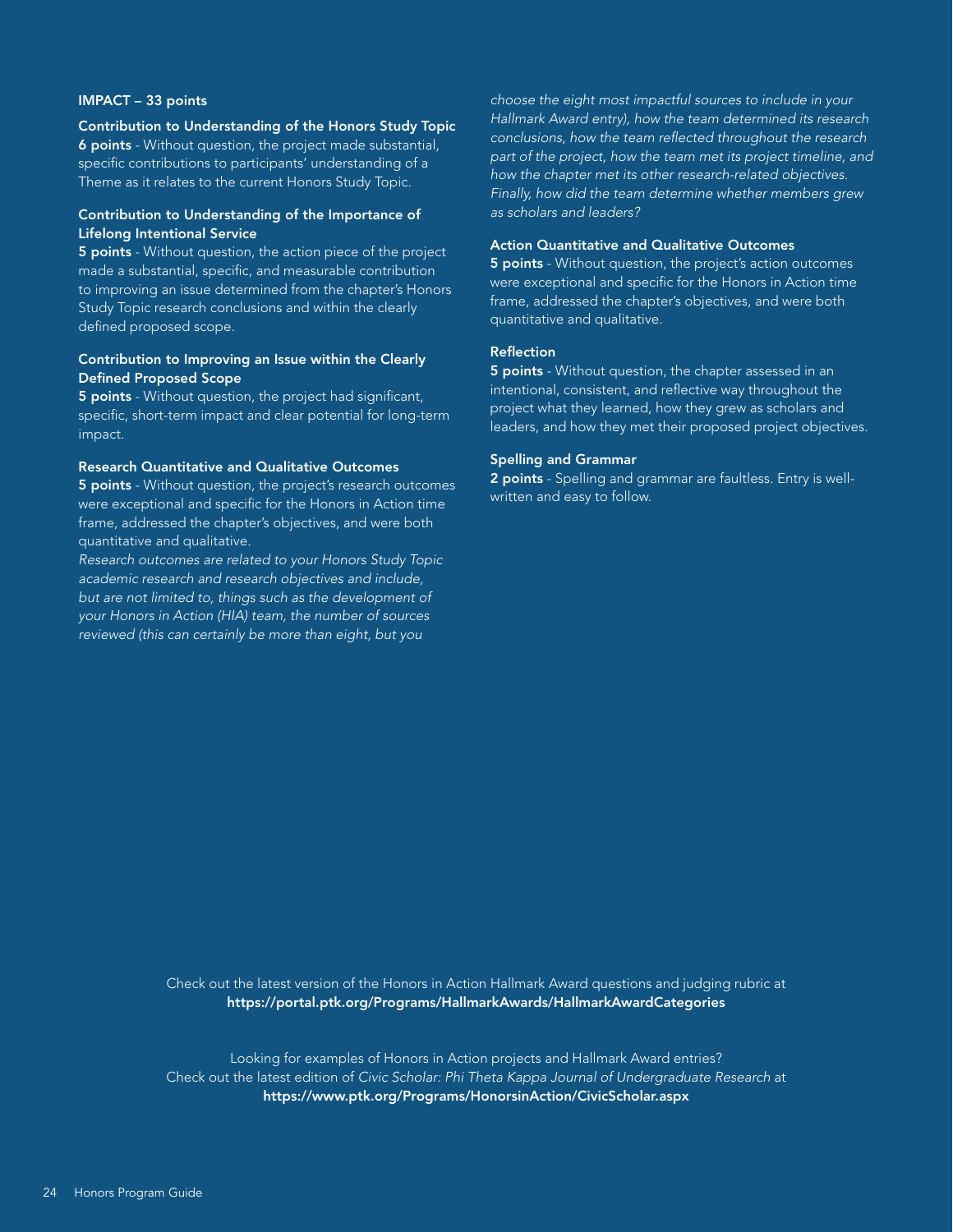### IMPACT – 33 points

**Contribution to Understanding of the Honors Study Topic**
**6 points** - Without question, the project made substantial, specific contributions to participants' understanding of a Theme as it relates to the current Honors Study Topic.

**Contribution to Understanding of the Importance of Lifelong Intentional Service**
**5 points** - Without question, the action piece of the project made a substantial, specific, and measurable contribution to improving an issue determined from the chapter's Honors Study Topic research conclusions and within the clearly defined proposed scope.

**Contribution to Improving an Issue within the Clearly Defined Proposed Scope**
**5 points** - Without question, the project had significant, specific, short-term impact and clear potential for long-term impact.

**Research Quantitative and Qualitative Outcomes**
**5 points** - Without question, the project's research outcomes were exceptional and specific for the Honors in Action time frame, addressed the chapter's objectives, and were both quantitative and qualitative.
*Research outcomes are related to your Honors Study Topic academic research and research objectives and include, but are not limited to, things such as the development of your Honors in Action (HIA) team, the number of sources reviewed (this can certainly be more than eight, but you choose the eight most impactful sources to include in your Hallmark Award entry), how the team determined its research conclusions, how the team reflected throughout the research part of the project, how the team met its project timeline, and how the chapter met its other research-related objectives. Finally, how did the team determine whether members grew as scholars and leaders?*

**Action Quantitative and Qualitative Outcomes**
**5 points** - Without question, the project's action outcomes were exceptional and specific for the Honors in Action time frame, addressed the chapter's objectives, and were both quantitative and qualitative.

**Reflection**
**5 points** - Without question, the chapter assessed in an intentional, consistent, and reflective way throughout the project what they learned, how they grew as scholars and leaders, and how they met their proposed project objectives.

**Spelling and Grammar**
**2 points** - Spelling and grammar are faultless. Entry is well-written and easy to follow.

Check out the latest version of the Honors in Action Hallmark Award questions and judging rubric at
**https://portal.ptk.org/Programs/HallmarkAwards/HallmarkAwardCategories**

Looking for examples of Honors in Action projects and Hallmark Award entries?
Check out the latest edition of *Civic Scholar: Phi Theta Kappa Journal of Undergraduate Research* at
**https://www.ptk.org/Programs/HonorsinAction/CivicScholar.aspx**